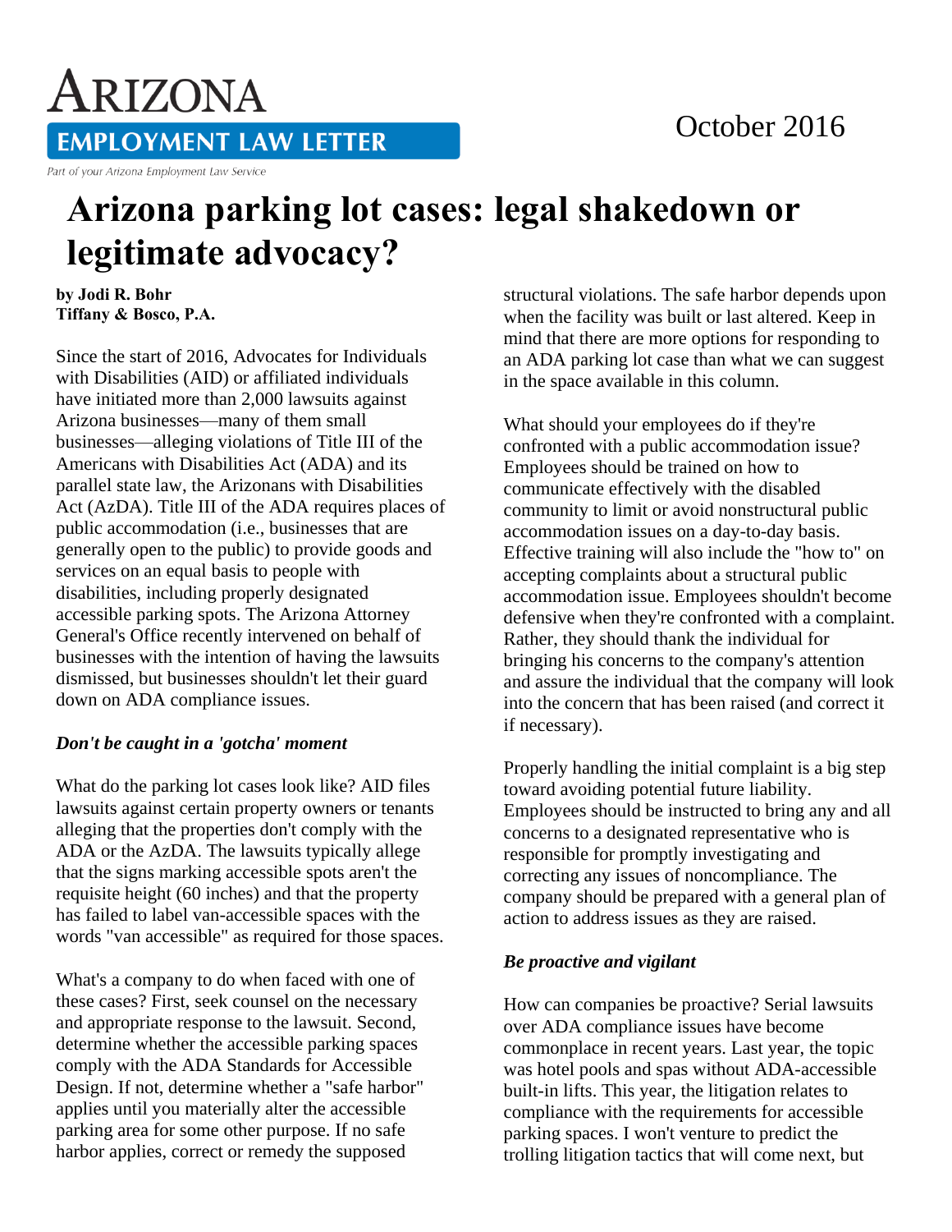# Arizona Employment Law Letter

Part of your Arizona Employment Law Service

October 2016

# Arizona parking lot cases: legal shakedown or legitimate advocacy?

**by Jodi R. Bohr**
**Tiffany & Bosco, P.A.**

Since the start of 2016, Advocates for Individuals with Disabilities (AID) or affiliated individuals have initiated more than 2,000 lawsuits against Arizona businesses—many of them small businesses—alleging violations of Title III of the Americans with Disabilities Act (ADA) and its parallel state law, the Arizonans with Disabilities Act (AzDA). Title III of the ADA requires places of public accommodation (i.e., businesses that are generally open to the public) to provide goods and services on an equal basis to people with disabilities, including properly designated accessible parking spots. The Arizona Attorney General's Office recently intervened on behalf of businesses with the intention of having the lawsuits dismissed, but businesses shouldn't let their guard down on ADA compliance issues.

### *Don't be caught in a 'gotcha' moment*

What do the parking lot cases look like? AID files lawsuits against certain property owners or tenants alleging that the properties don't comply with the ADA or the AzDA. The lawsuits typically allege that the signs marking accessible spots aren't the requisite height (60 inches) and that the property has failed to label van-accessible spaces with the words "van accessible" as required for those spaces.

What's a company to do when faced with one of these cases? First, seek counsel on the necessary and appropriate response to the lawsuit. Second, determine whether the accessible parking spaces comply with the ADA Standards for Accessible Design. If not, determine whether a "safe harbor" applies until you materially alter the accessible parking area for some other purpose. If no safe harbor applies, correct or remedy the supposed structural violations. The safe harbor depends upon when the facility was built or last altered. Keep in mind that there are more options for responding to an ADA parking lot case than what we can suggest in the space available in this column.

What should your employees do if they're confronted with a public accommodation issue? Employees should be trained on how to communicate effectively with the disabled community to limit or avoid nonstructural public accommodation issues on a day-to-day basis. Effective training will also include the "how to" on accepting complaints about a structural public accommodation issue. Employees shouldn't become defensive when they're confronted with a complaint. Rather, they should thank the individual for bringing his concerns to the company's attention and assure the individual that the company will look into the concern that has been raised (and correct it if necessary).

Properly handling the initial complaint is a big step toward avoiding potential future liability. Employees should be instructed to bring any and all concerns to a designated representative who is responsible for promptly investigating and correcting any issues of noncompliance. The company should be prepared with a general plan of action to address issues as they are raised.

### *Be proactive and vigilant*

How can companies be proactive? Serial lawsuits over ADA compliance issues have become commonplace in recent years. Last year, the topic was hotel pools and spas without ADA-accessible built-in lifts. This year, the litigation relates to compliance with the requirements for accessible parking spaces. I won't venture to predict the trolling litigation tactics that will come next, but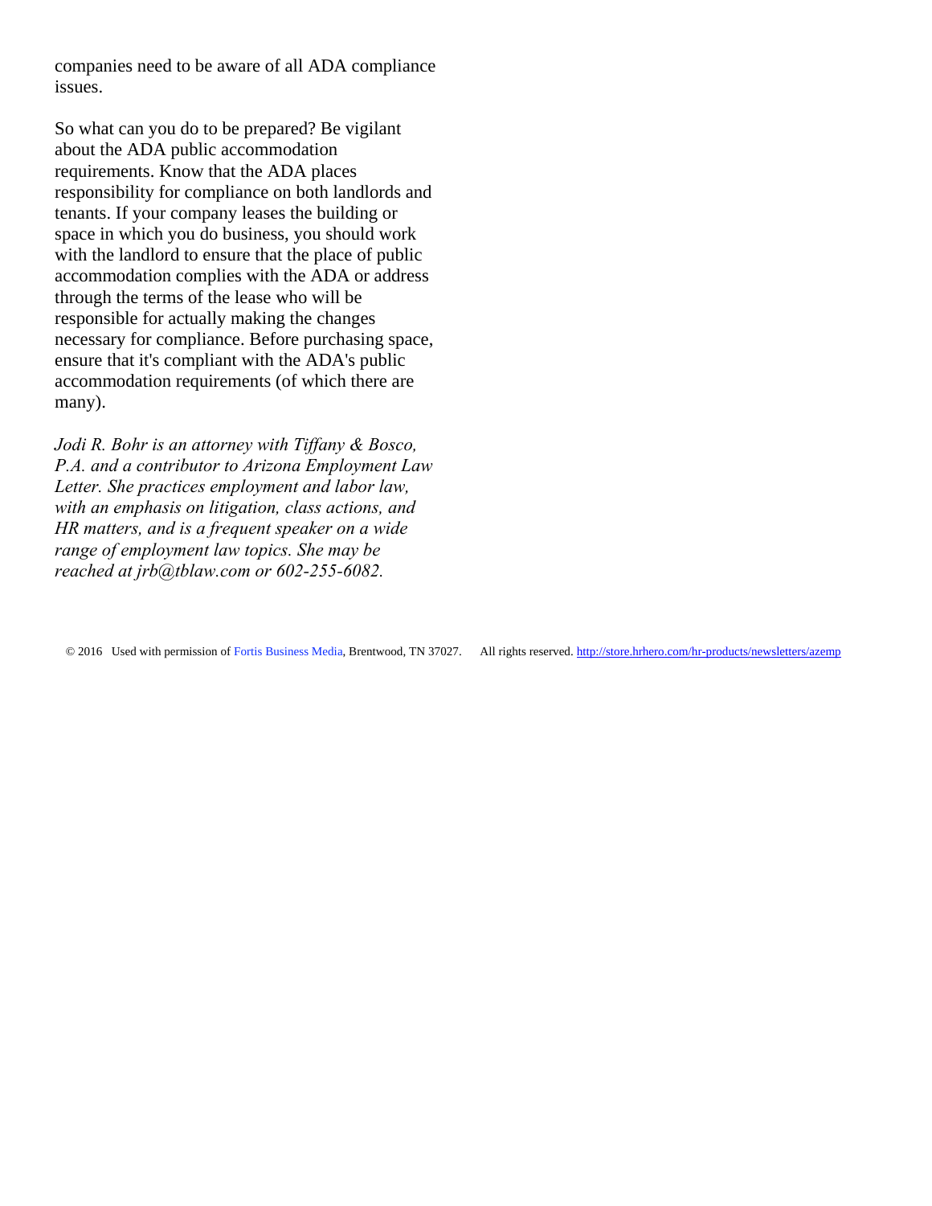companies need to be aware of all ADA compliance issues.

So what can you do to be prepared? Be vigilant about the ADA public accommodation requirements. Know that the ADA places responsibility for compliance on both landlords and tenants. If your company leases the building or space in which you do business, you should work with the landlord to ensure that the place of public accommodation complies with the ADA or address through the terms of the lease who will be responsible for actually making the changes necessary for compliance. Before purchasing space, ensure that it's compliant with the ADA's public accommodation requirements (of which there are many).

*Jodi R. Bohr is an attorney with Tiffany & Bosco, P.A. and a contributor to Arizona Employment Law Letter. She practices employment and labor law, with an emphasis on litigation, class actions, and HR matters, and is a frequent speaker on a wide range of employment law topics. She may be reached at jrb@tblaw.com or 602-255-6082.*

© 2016 Used with permission of Fortis Business Media, Brentwood, TN 37027. All rights reserved. http://store.hrhero.com/hr-products/newsletters/azemp